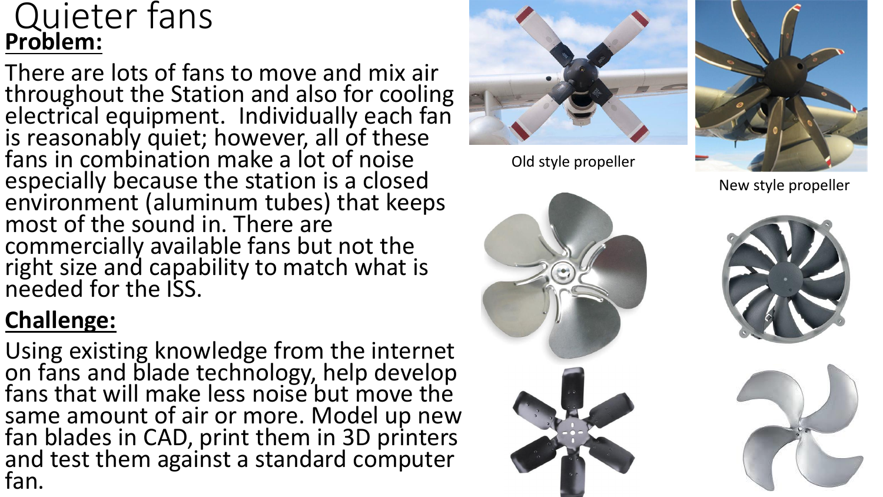# Quieter fans

**Problem:**

There are lots of fans to move and mix air throughout the Station and also for cooling electrical equipment. Individually each fan is reasonably quiet; however, all of these fans in combination make a lot of noise especially because the station is a closed environment (aluminum tubes) that keeps most of the sound in. There are commercially available fans but not the right size and capability to match what is needed for the ISS.

**Challenge:**

Using existing knowledge from the internet on fans and blade technology, help develop fans that will make less noise but move the same amount of air or more. Model up new fan blades in CAD, print them in 3D printers and test them against a standard computer fan.

Old style propeller

New style propeller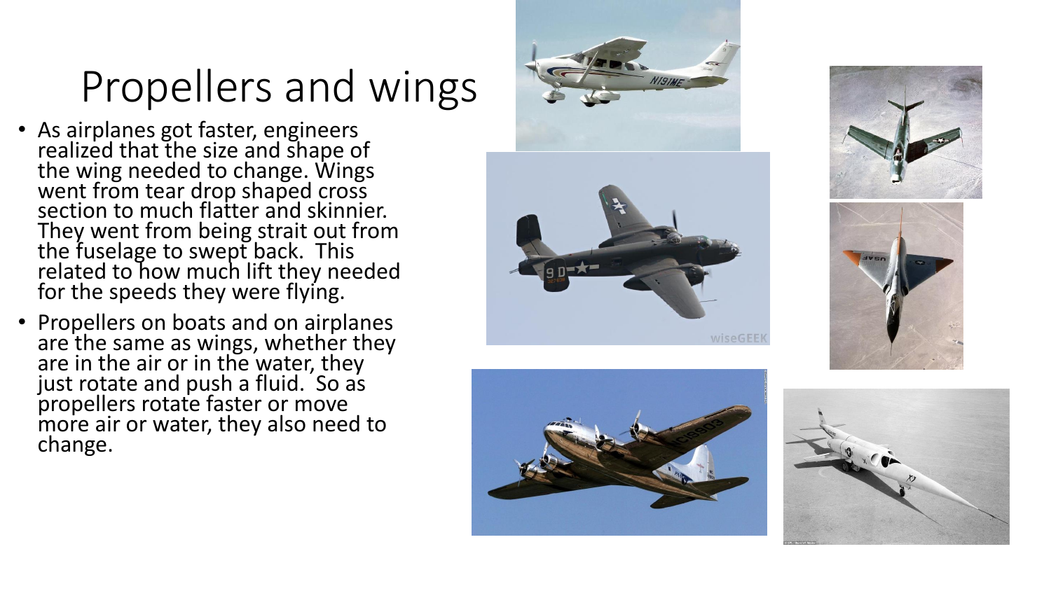# Propellers and wings

- As airplanes got faster, engineers realized that the size and shape of the wing needed to change. Wings went from tear drop shaped cross section to much flatter and skinnier. They went from being strait out from the fuselage to swept back.  This related to how much lift they needed for the speeds they were flying.
- Propellers on boats and on airplanes are the same as wings, whether they are in the air or in the water, they just rotate and push a fluid.  So as propellers rotate faster or move more air or water, they also need to change.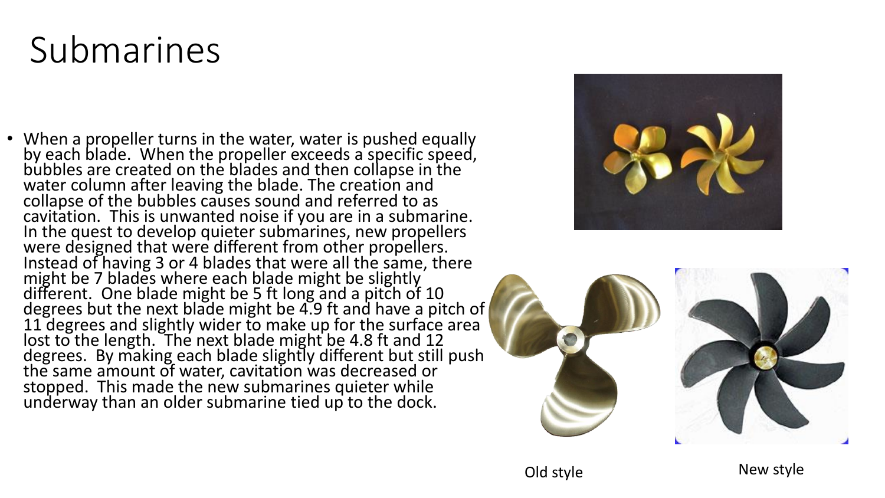# Submarines

- When a propeller turns in the water, water is pushed equally by each blade. When the propeller exceeds a specific speed, bubbles are created on the blades and then collapse in the water column after leaving the blade. The creation and collapse of the bubbles causes sound and referred to as cavitation. This is unwanted noise if you are in a submarine. In the quest to develop quieter submarines, new propellers were designed that were different from other propellers. Instead of having 3 or 4 blades that were all the same, there might be 7 blades where each blade might be slightly different. One blade might be 5 ft long and a pitch of 10 degrees but the next blade might be 4.9 ft and have a pitch of 11 degrees and slightly wider to make up for the surface area lost to the length. The next blade might be 4.8 ft and 12 degrees. By making each blade slightly different but still push the same amount of water, cavitation was decreased or stopped. This made the new submarines quieter while underway than an older submarine tied up to the dock.

Old style

New style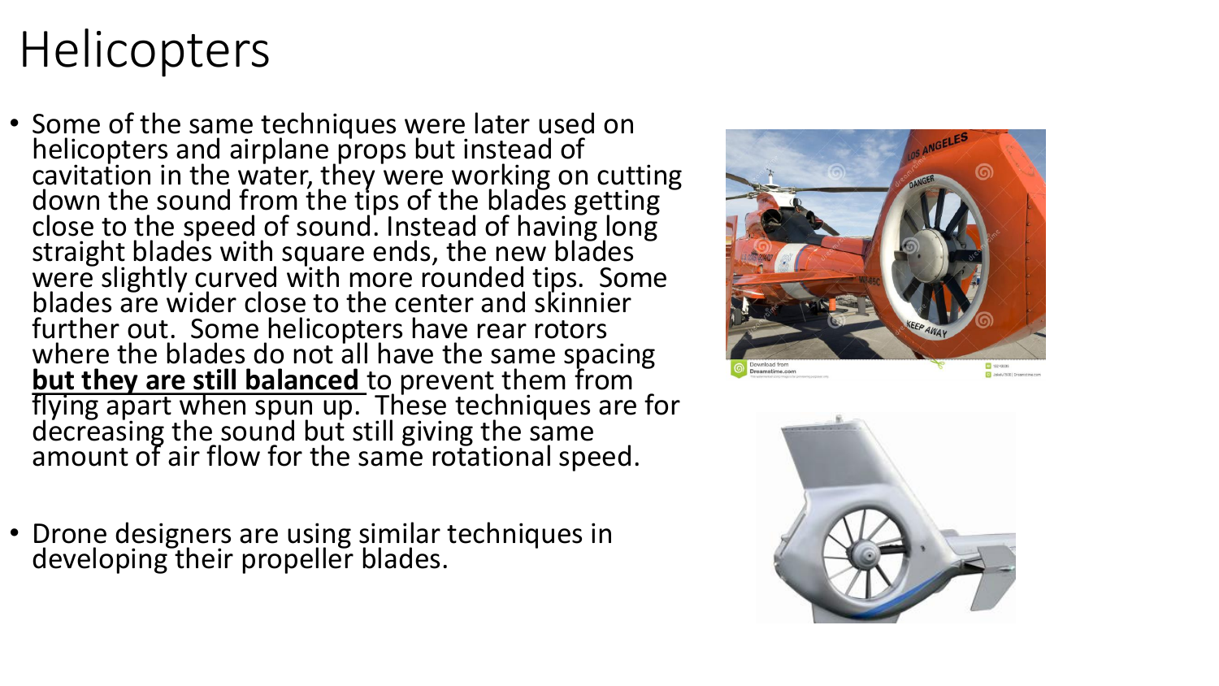# Helicopters

- Some of the same techniques were later used on helicopters and airplane props but instead of cavitation in the water, they were working on cutting down the sound from the tips of the blades getting close to the speed of sound. Instead of having long straight blades with square ends, the new blades were slightly curved with more rounded tips. Some blades are wider close to the center and skinnier further out. Some helicopters have rear rotors where the blades do not all have the same spacing **but they are still balanced** to prevent them from flying apart when spun up. These techniques are for decreasing the sound but still giving the same amount of air flow for the same rotational speed.

- Drone designers are using similar techniques in developing their propeller blades.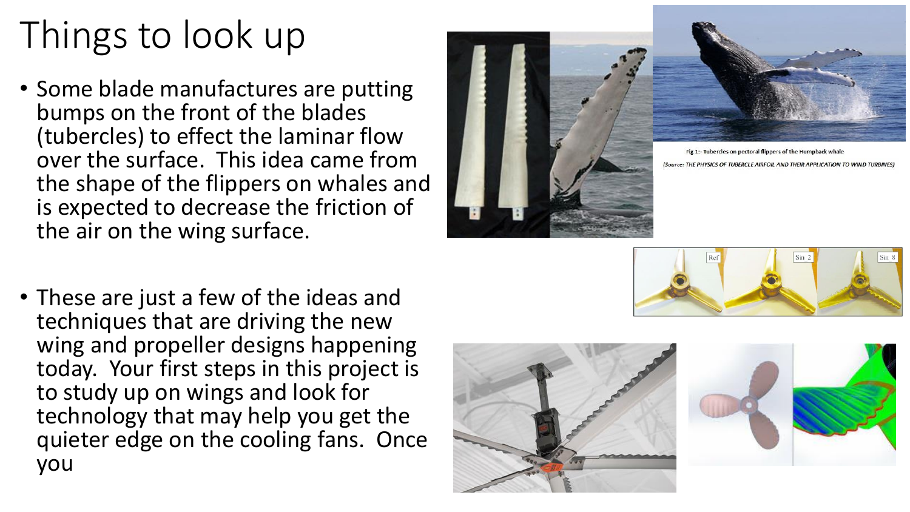# Things to look up

- Some blade manufactures are putting bumps on the front of the blades (tubercles) to effect the laminar flow over the surface. This idea came from the shape of the flippers on whales and is expected to decrease the friction of the air on the wing surface.

- These are just a few of the ideas and techniques that are driving the new wing and propeller designs happening today. Your first steps in this project is to study up on wings and look for technology that may help you get the quieter edge on the cooling fans. Once you

Fig 1:- Tubercles on pectoral flippers of the Humpback whale

*(Source: THE PHYSICS OF TUBERCLE AIRFOIL AND THEIR APPLICATION TO WIND TURBINES)*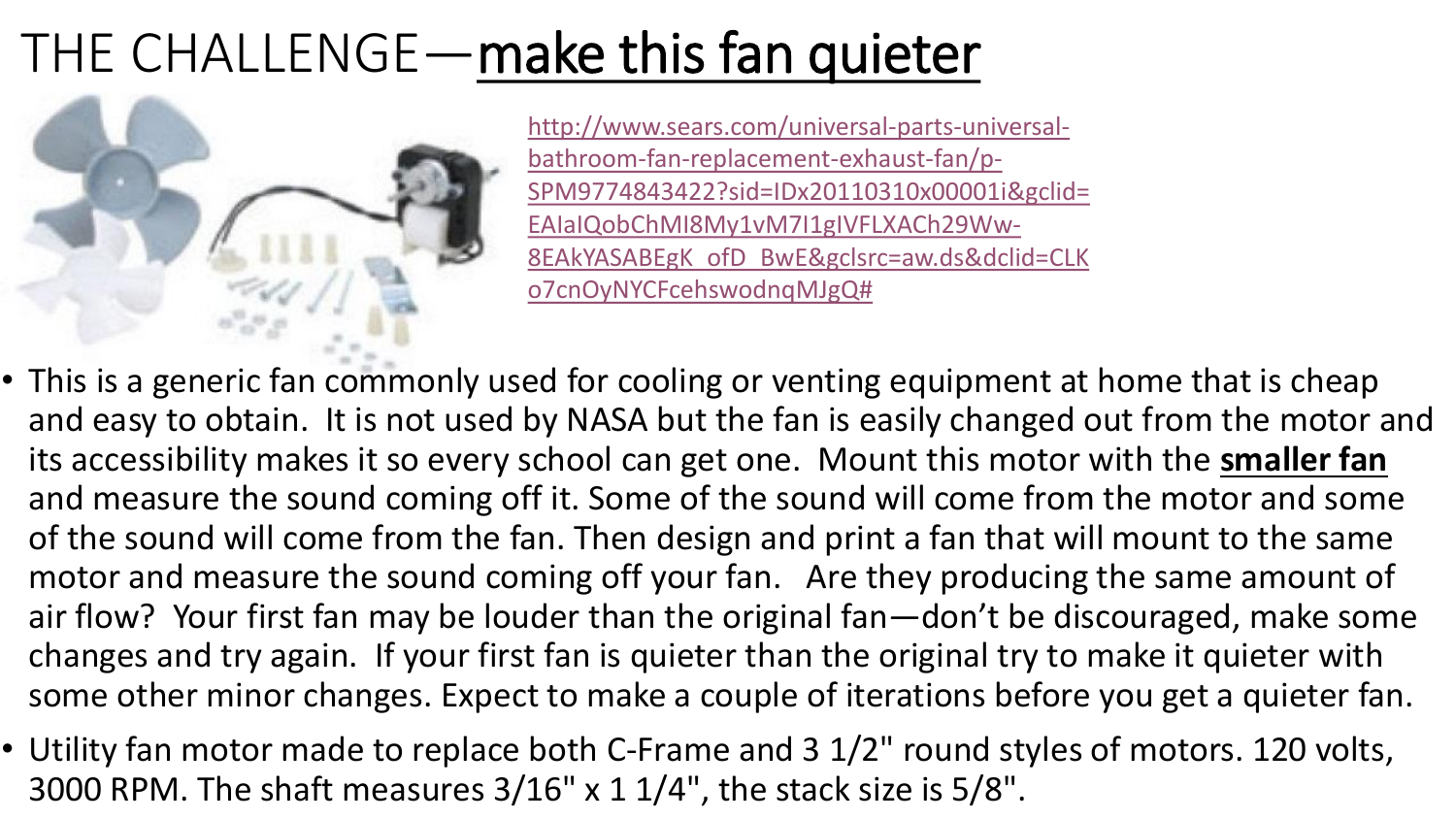# THE CHALLENGE—<u>make this fan quieter</u>

[http://www.sears.com/universal-parts-universal-bathroom-fan-replacement-exhaust-fan/p-SPM9774843422?sid=IDx20110310x00001i&gclid=EAIaIQobChMI8My1vM7I1gIVFLXACh29Ww-8EAkYASABEgK_ofD_BwE&gclsrc=aw.ds&dclid=CLKo7cnOyNYCFcehswodnqMJgQ#](http://www.sears.com/universal-parts-universal-bathroom-fan-replacement-exhaust-fan/p-SPM9774843422?sid=IDx20110310x00001i&gclid=EAIaIQobChMI8My1vM7I1gIVFLXACh29Ww-8EAkYASABEgK_ofD_BwE&gclsrc=aw.ds&dclid=CLKo7cnOyNYCFcehswodnqMJgQ#)

- This is a generic fan commonly used for cooling or venting equipment at home that is cheap and easy to obtain. It is not used by NASA but the fan is easily changed out from the motor and its accessibility makes it so every school can get one. Mount this motor with the **<u>smaller fan</u>** and measure the sound coming off it. Some of the sound will come from the motor and some of the sound will come from the fan. Then design and print a fan that will mount to the same motor and measure the sound coming off your fan. Are they producing the same amount of air flow? Your first fan may be louder than the original fan—don't be discouraged, make some changes and try again. If your first fan is quieter than the original try to make it quieter with some other minor changes. Expect to make a couple of iterations before you get a quieter fan.
- Utility fan motor made to replace both C-Frame and 3 1/2" round styles of motors. 120 volts, 3000 RPM. The shaft measures 3/16" x 1 1/4", the stack size is 5/8".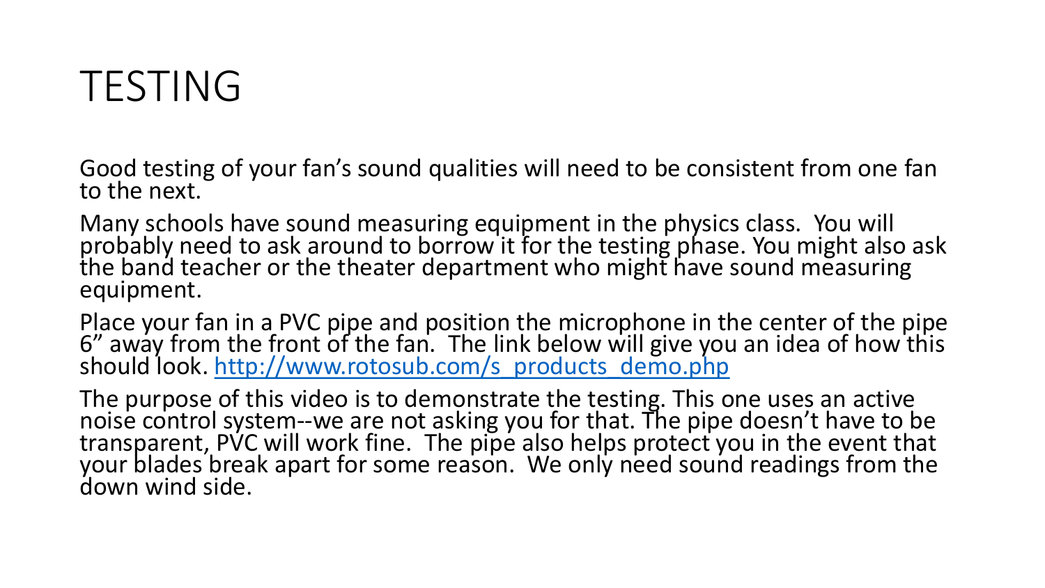# TESTING

Good testing of your fan's sound qualities will need to be consistent from one fan to the next.

Many schools have sound measuring equipment in the physics class. You will probably need to ask around to borrow it for the testing phase. You might also ask the band teacher or the theater department who might have sound measuring equipment.

Place your fan in a PVC pipe and position the microphone in the center of the pipe 6" away from the front of the fan. The link below will give you an idea of how this should look. [http://www.rotosub.com/s_products_demo.php](http://www.rotosub.com/s_products_demo.php)

The purpose of this video is to demonstrate the testing. This one uses an active noise control system--we are not asking you for that. The pipe doesn't have to be transparent, PVC will work fine. The pipe also helps protect you in the event that your blades break apart for some reason. We only need sound readings from the down wind side.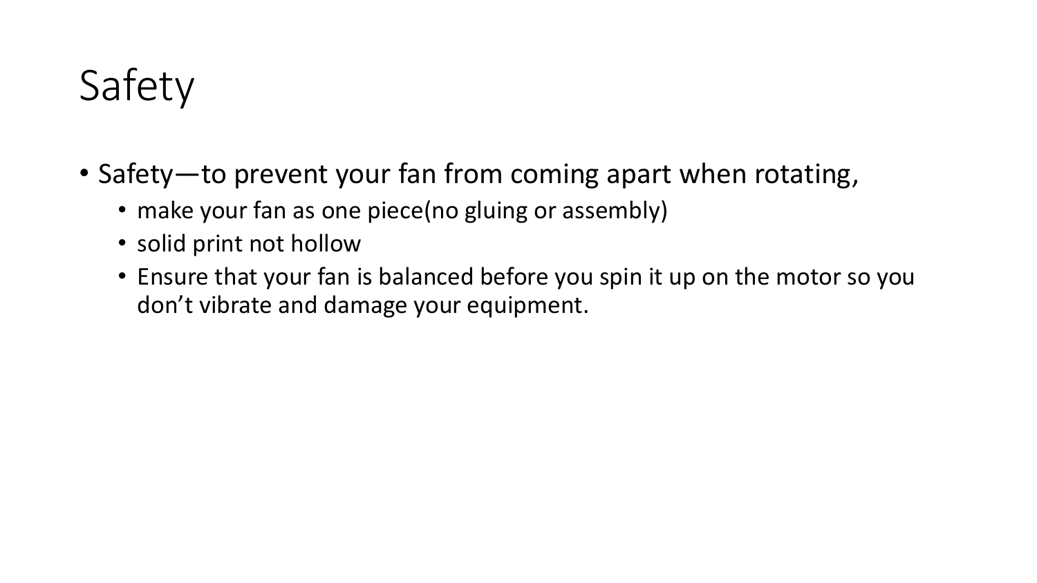# Safety

- Safety—to prevent your fan from coming apart when rotating,
  - make your fan as one piece(no gluing or assembly)
  - solid print not hollow
  - Ensure that your fan is balanced before you spin it up on the motor so you don't vibrate and damage your equipment.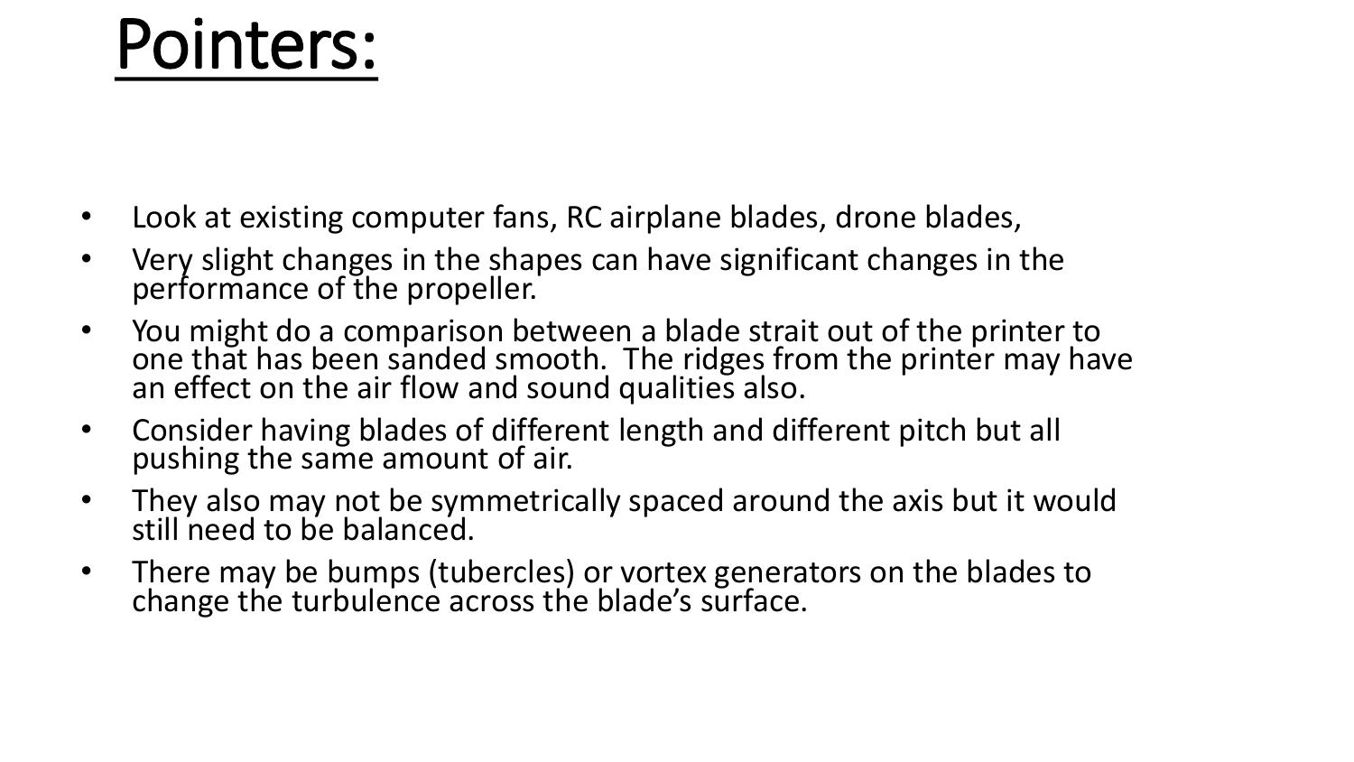# Pointers:

- Look at existing computer fans, RC airplane blades, drone blades,
- Very slight changes in the shapes can have significant changes in the performance of the propeller.
- You might do a comparison between a blade strait out of the printer to one that has been sanded smooth. The ridges from the printer may have an effect on the air flow and sound qualities also.
- Consider having blades of different length and different pitch but all pushing the same amount of air.
- They also may not be symmetrically spaced around the axis but it would still need to be balanced.
- There may be bumps (tubercles) or vortex generators on the blades to change the turbulence across the blade's surface.